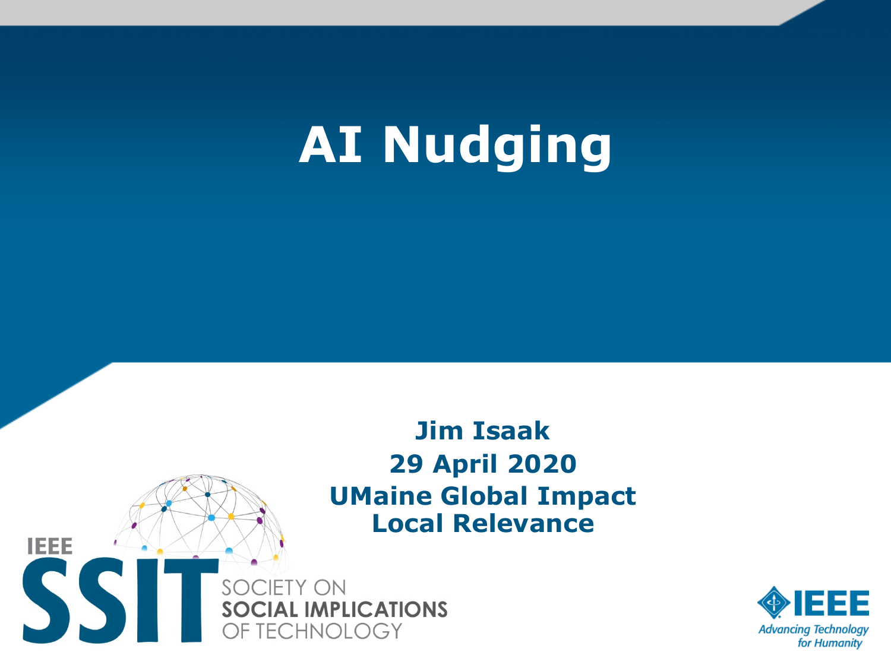# AI Nudging

**Jim Isaak**
**29 April 2020**
**UMaine Global Impact**
**Local Relevance**

IEEE SSIT SOCIETY ON SOCIAL IMPLICATIONS OF TECHNOLOGY

IEEE Advancing Technology for Humanity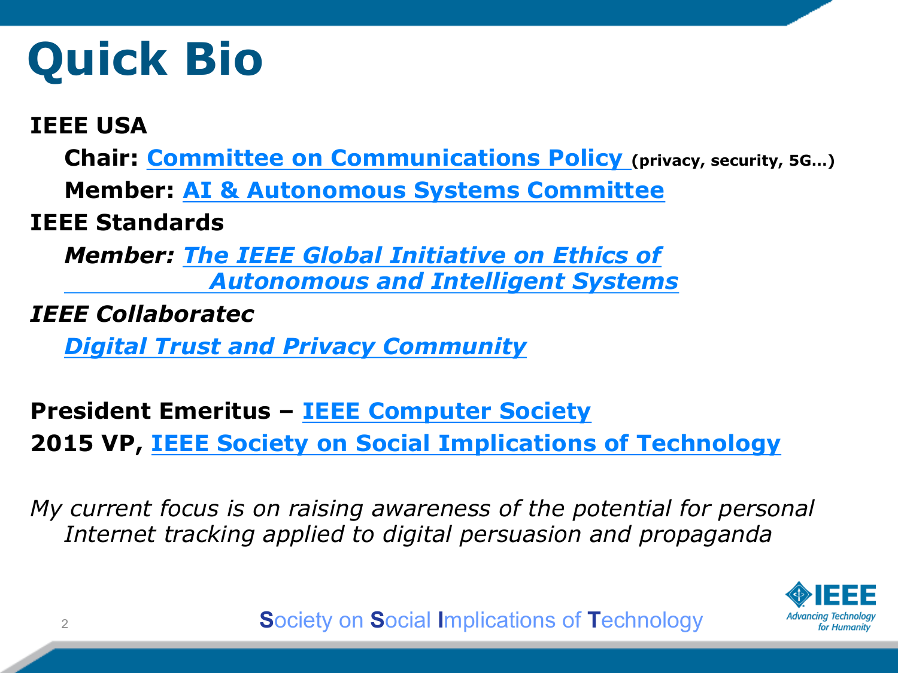# Quick Bio

**IEEE USA**

- **Chair: Committee on Communications Policy** **(privacy, security, 5G…)**
- **Member: AI & Autonomous Systems Committee**

**IEEE Standards**

- ***Member: The IEEE Global Initiative on Ethics of Autonomous and Intelligent Systems***

***IEEE Collaboratec***

- ***Digital Trust and Privacy Community***

**President Emeritus – IEEE Computer Society**

**2015 VP, IEEE Society on Social Implications of Technology**

*My current focus is on raising awareness of the potential for personal Internet tracking applied to digital persuasion and propaganda*

Society on Social Implications of Technology

IEEE Advancing Technology for Humanity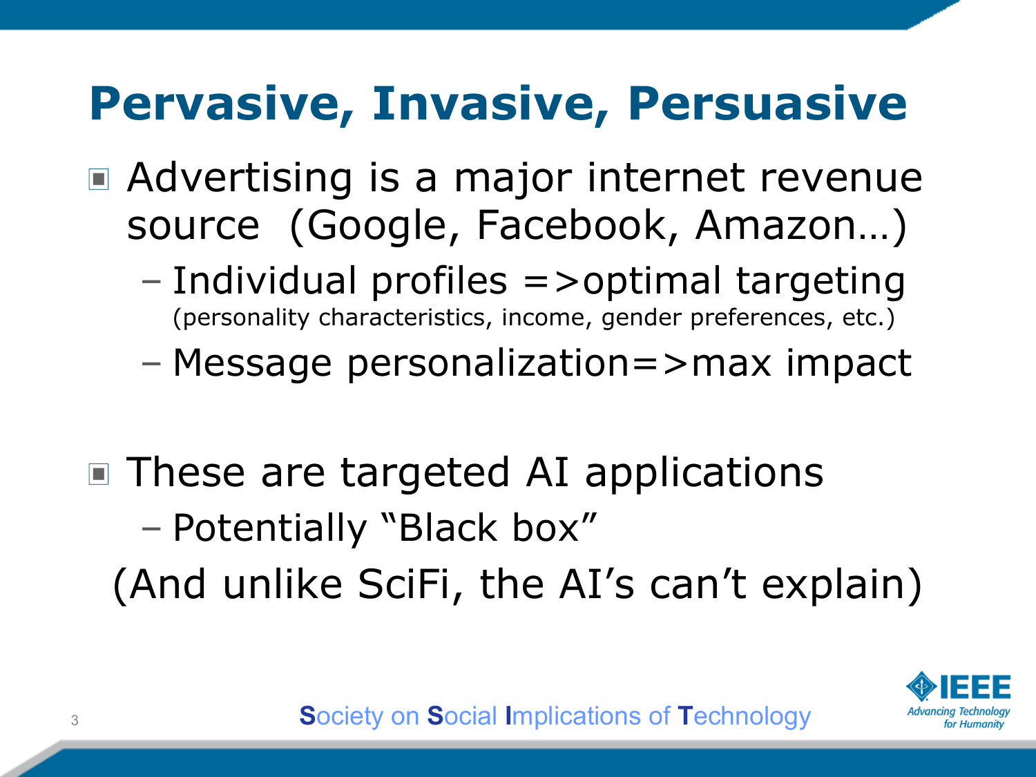# Pervasive, Invasive, Persuasive

- Advertising is a major internet revenue source (Google, Facebook, Amazon…)
  - Individual profiles =>optimal targeting (personality characteristics, income, gender preferences, etc.)
  - Message personalization=>max impact

- These are targeted AI applications
  - Potentially "Black box"

(And unlike SciFi, the AI's can't explain)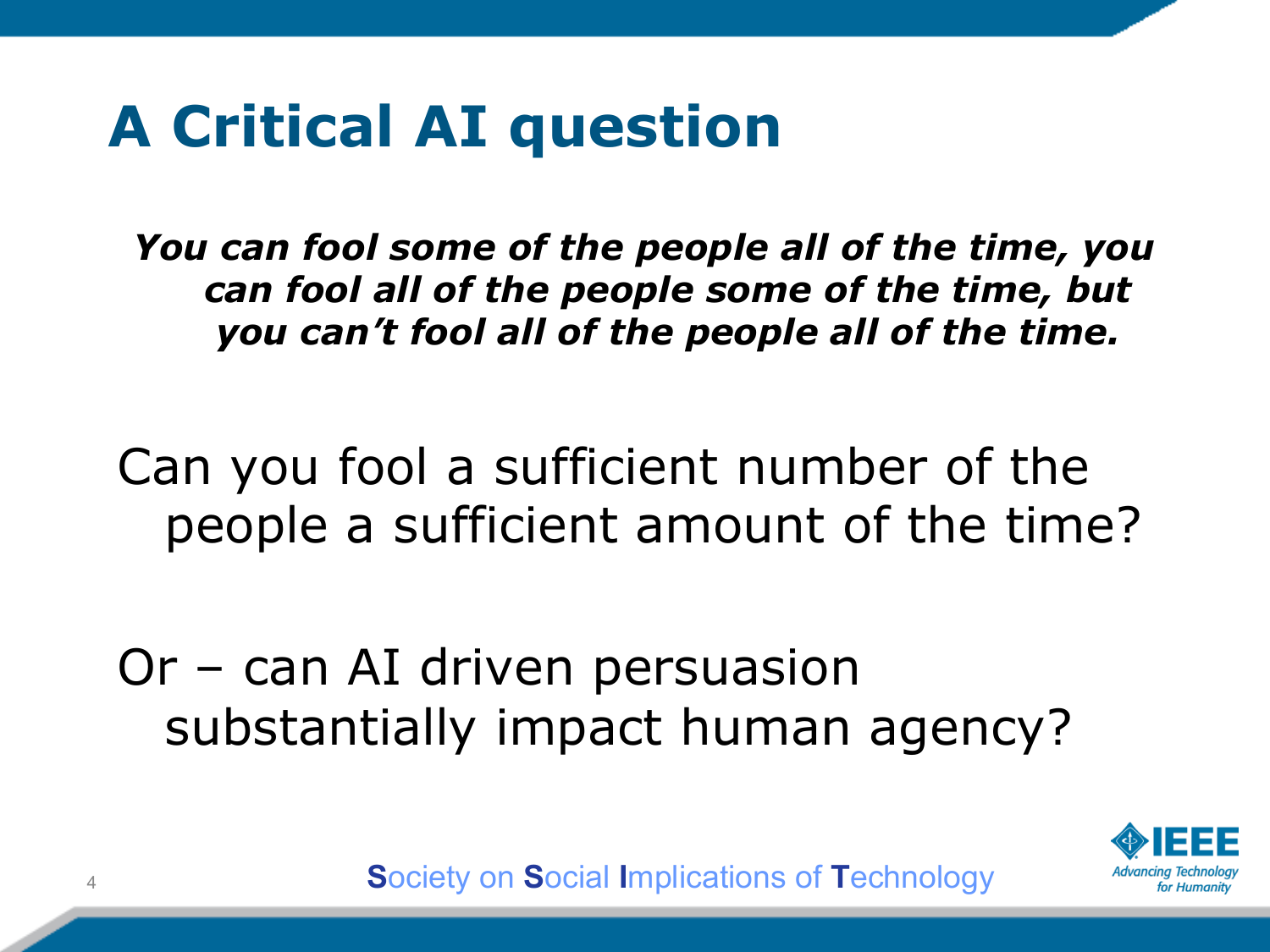# A Critical AI question

***You can fool some of the people all of the time, you can fool all of the people some of the time, but you can't fool all of the people all of the time.***

Can you fool a sufficient number of the people a sufficient amount of the time?

Or – can AI driven persuasion substantially impact human agency?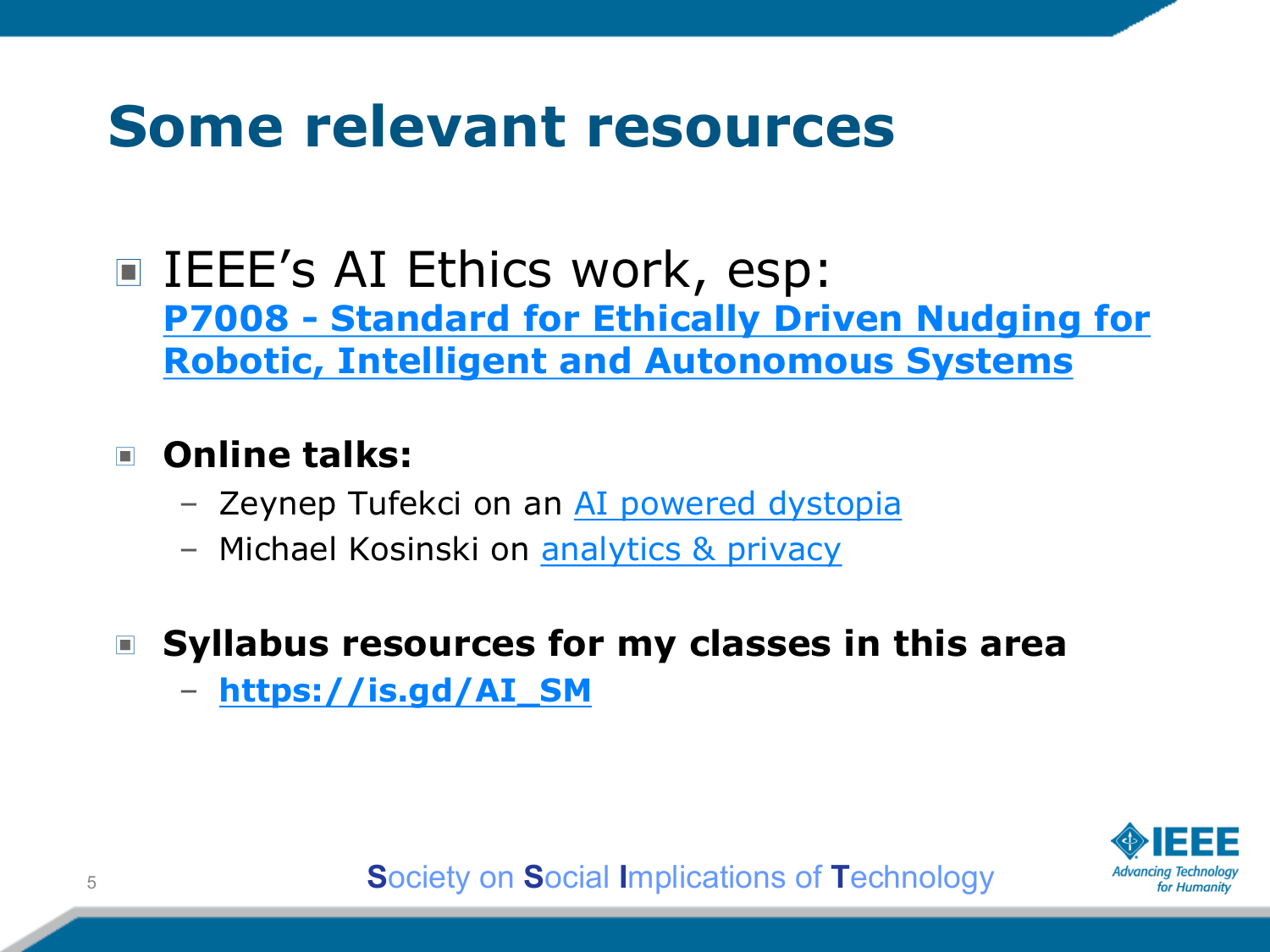# Some relevant resources

- IEEE's AI Ethics work, esp:
  **P7008 - Standard for Ethically Driven Nudging for Robotic, Intelligent and Autonomous Systems**

- **Online talks:**
  - Zeynep Tufekci on an AI powered dystopia
  - Michael Kosinski on analytics & privacy

- **Syllabus resources for my classes in this area**
  - **https://is.gd/AI_SM**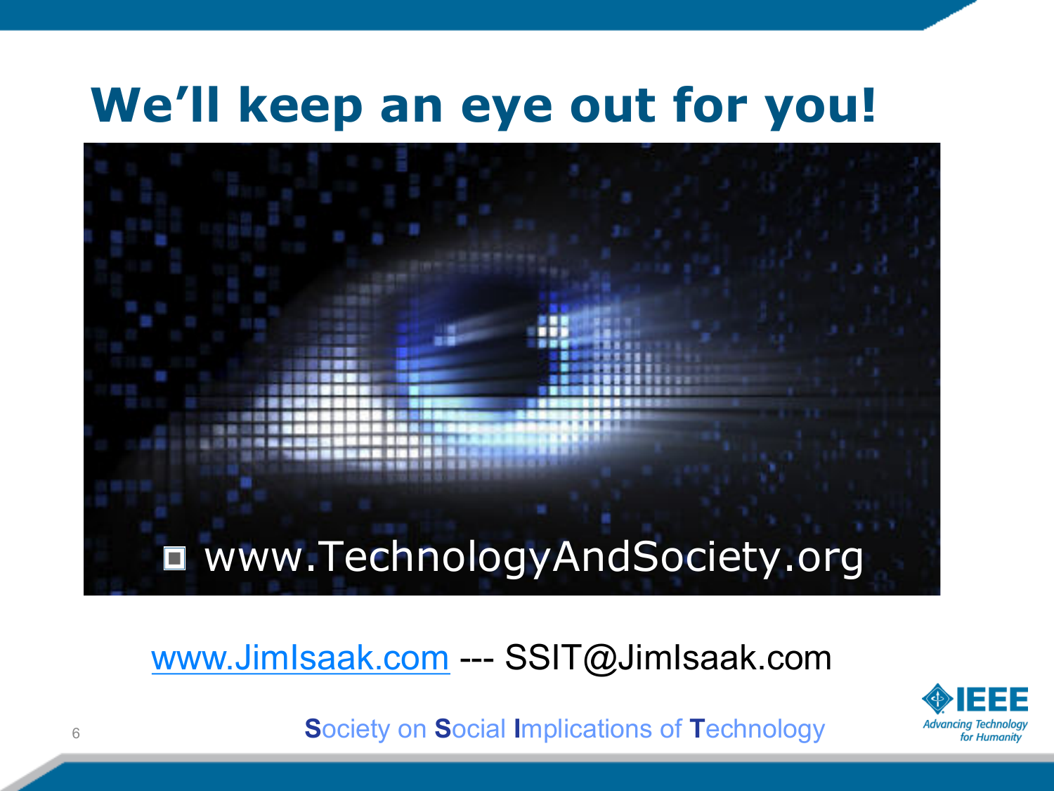# We'll keep an eye out for you!

- www.TechnologyAndSociety.org

[www.JimIsaak.com](http://www.JimIsaak.com) --- SSIT@JimIsaak.com

**S**ociety on **S**ocial **I**mplications of **T**echnology

IEEE
*Advancing Technology for Humanity*